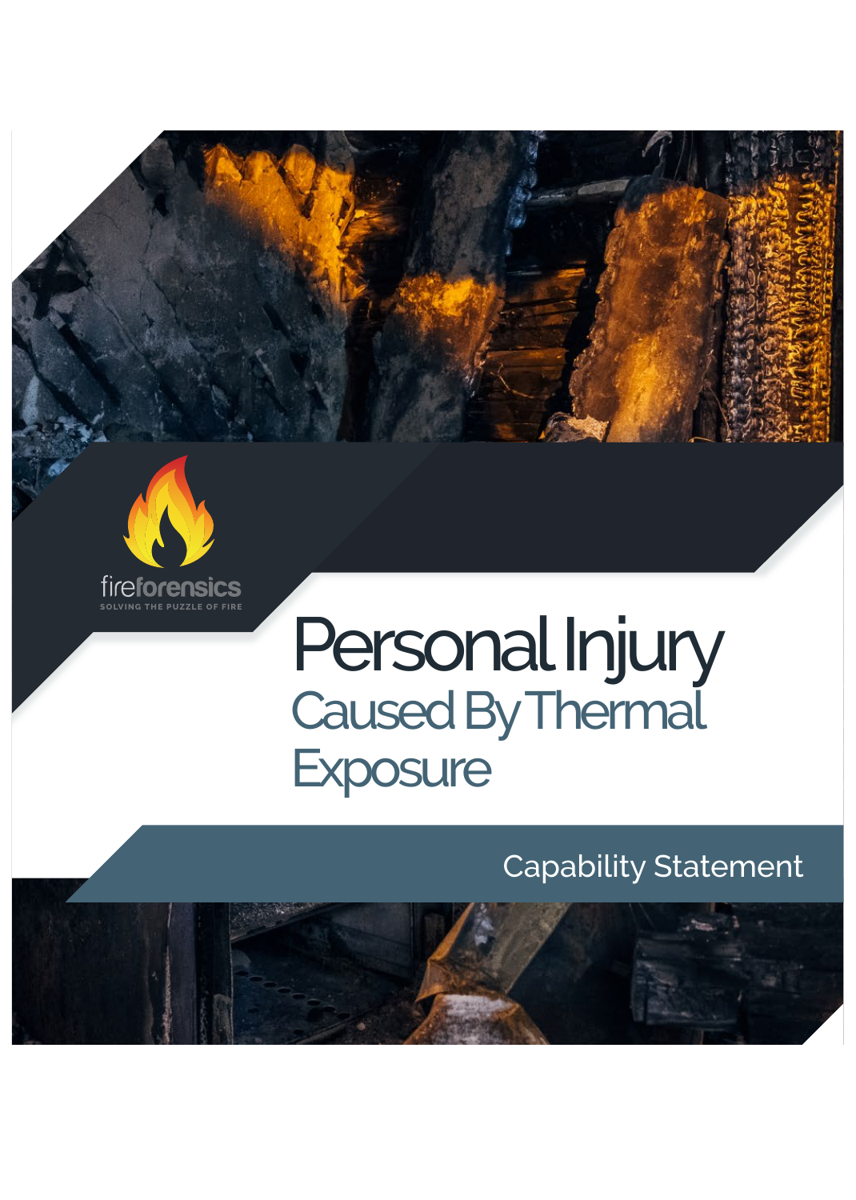fireforensics

SOLVING THE PUZZLE OF FIRE

# Personal Injury

## Caused By Thermal Exposure

Capability Statement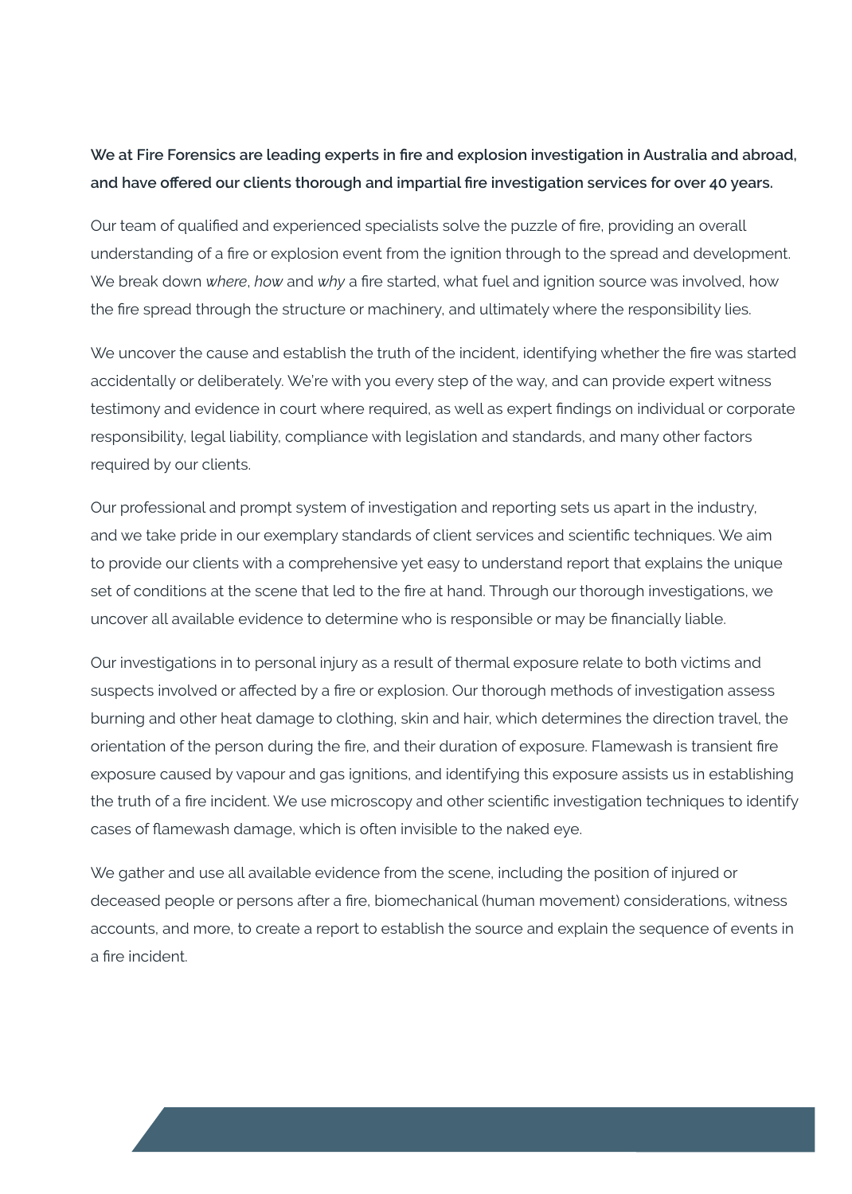**We at Fire Forensics are leading experts in fire and explosion investigation in Australia and abroad, and have offered our clients thorough and impartial fire investigation services for over 40 years.**

Our team of qualified and experienced specialists solve the puzzle of fire, providing an overall understanding of a fire or explosion event from the ignition through to the spread and development. We break down *where*, *how* and *why* a fire started, what fuel and ignition source was involved, how the fire spread through the structure or machinery, and ultimately where the responsibility lies.

We uncover the cause and establish the truth of the incident, identifying whether the fire was started accidentally or deliberately. We're with you every step of the way, and can provide expert witness testimony and evidence in court where required, as well as expert findings on individual or corporate responsibility, legal liability, compliance with legislation and standards, and many other factors required by our clients.

Our professional and prompt system of investigation and reporting sets us apart in the industry, and we take pride in our exemplary standards of client services and scientific techniques. We aim to provide our clients with a comprehensive yet easy to understand report that explains the unique set of conditions at the scene that led to the fire at hand. Through our thorough investigations, we uncover all available evidence to determine who is responsible or may be financially liable.

Our investigations in to personal injury as a result of thermal exposure relate to both victims and suspects involved or affected by a fire or explosion. Our thorough methods of investigation assess burning and other heat damage to clothing, skin and hair, which determines the direction travel, the orientation of the person during the fire, and their duration of exposure. Flamewash is transient fire exposure caused by vapour and gas ignitions, and identifying this exposure assists us in establishing the truth of a fire incident. We use microscopy and other scientific investigation techniques to identify cases of flamewash damage, which is often invisible to the naked eye.

We gather and use all available evidence from the scene, including the position of injured or deceased people or persons after a fire, biomechanical (human movement) considerations, witness accounts, and more, to create a report to establish the source and explain the sequence of events in a fire incident.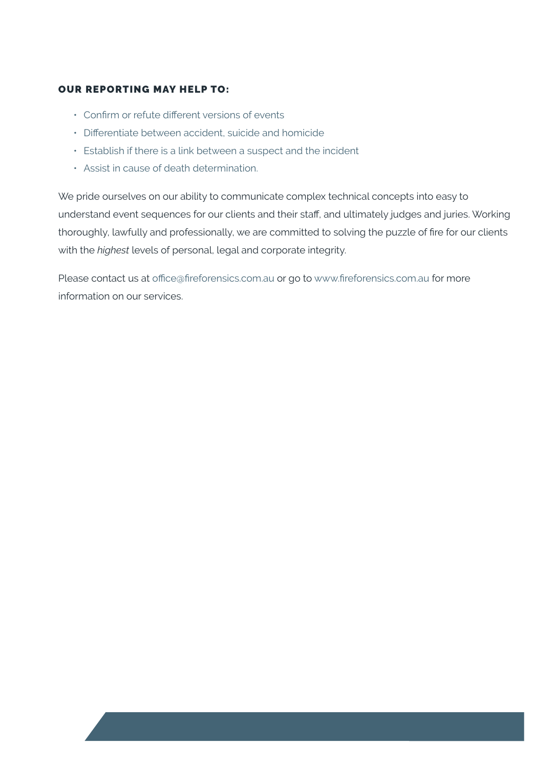### OUR REPORTING MAY HELP TO:

- Confirm or refute different versions of events
- Differentiate between accident, suicide and homicide
- Establish if there is a link between a suspect and the incident
- Assist in cause of death determination.

We pride ourselves on our ability to communicate complex technical concepts into easy to understand event sequences for our clients and their staff, and ultimately judges and juries. Working thoroughly, lawfully and professionally, we are committed to solving the puzzle of fire for our clients with the *highest* levels of personal, legal and corporate integrity.

Please contact us at office@fireforensics.com.au or go to www.fireforensics.com.au for more information on our services.